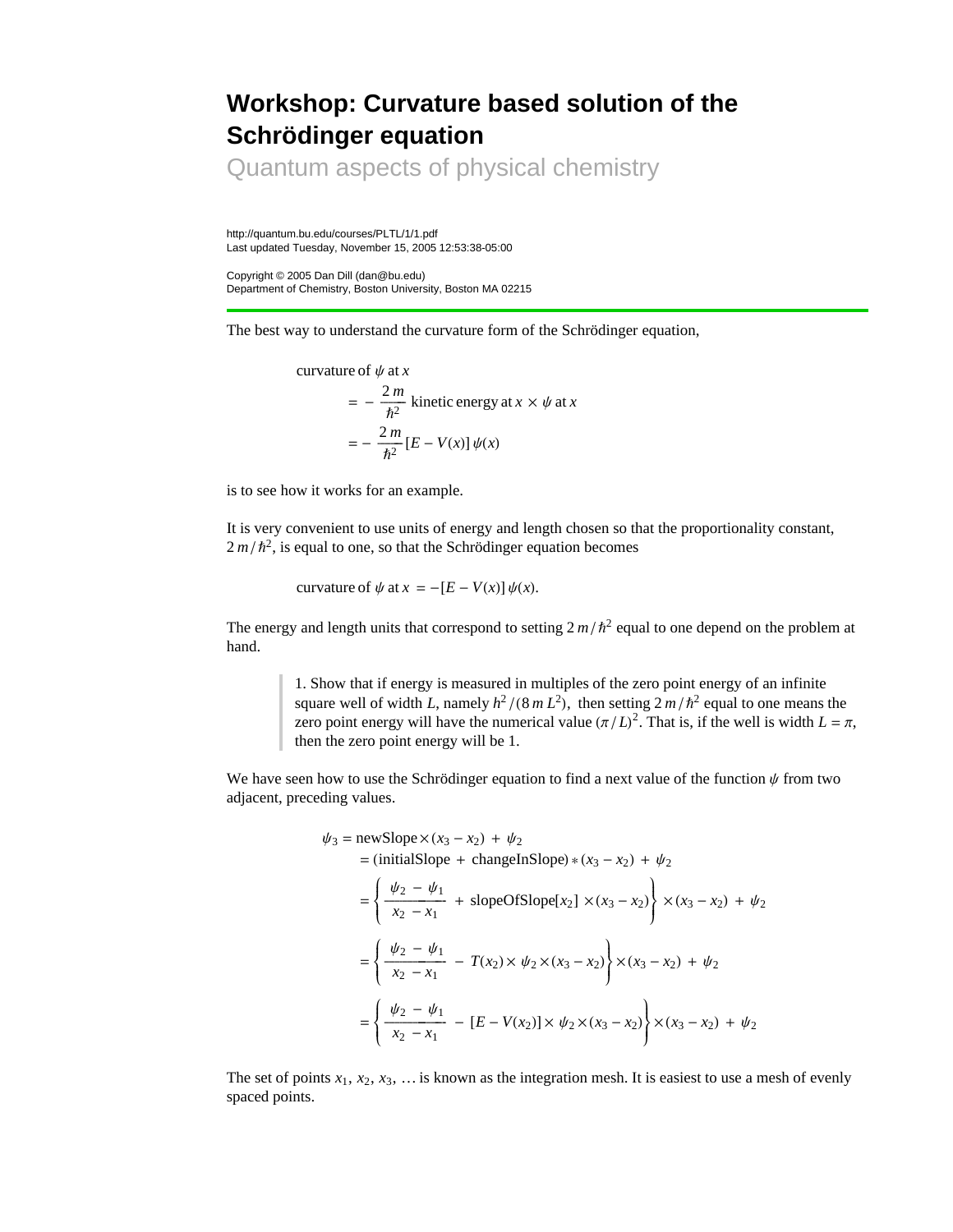# Workshop: Curvature based solution of the Schrödinger equation

Quantum aspects of physical chemistry

http://quantum.bu.edu/courses/PLTL/1/1.pdf
Last updated Tuesday, November 15, 2005 12:53:38-05:00

Copyright © 2005 Dan Dill (dan@bu.edu)
Department of Chemistry, Boston University, Boston MA 02215

---

The best way to understand the curvature form of the Schrödinger equation,

$$
\begin{aligned}
&\text{curvature of } \psi \text{ at } x \\
&\quad = -\frac{2\,m}{\hbar^2} \text{ kinetic energy at } x \times \psi \text{ at } x \\
&\quad = -\frac{2\,m}{\hbar^2}\,[E - V(x)]\,\psi(x)
\end{aligned}
$$

is to see how it works for an example.

It is very convenient to use units of energy and length chosen so that the proportionality constant, $2\,m/\hbar^2$, is equal to one, so that the Schrödinger equation becomes

$$\text{curvature of } \psi \text{ at } x = -[E - V(x)]\,\psi(x).$$

The energy and length units that correspond to setting $2\,m/\hbar^2$ equal to one depend on the problem at hand.

> 1. Show that if energy is measured in multiples of the zero point energy of an infinite square well of width $L$, namely $h^2/(8\,m\,L^2)$, then setting $2\,m/\hbar^2$ equal to one means the zero point energy will have the numerical value $(\pi/L)^2$. That is, if the well is width $L = \pi$, then the zero point energy will be 1.

We have seen how to use the Schrödinger equation to find a next value of the function $\psi$ from two adjacent, preceding values.

$$
\begin{aligned}
\psi_3 &= \text{newSlope} \times (x_3 - x_2) + \psi_2 \\
&= (\text{initialSlope} + \text{changeInSlope}) * (x_3 - x_2) + \psi_2 \\
&= \left\{ \frac{\psi_2 - \psi_1}{x_2 - x_1} + \text{slopeOfSlope}[x_2] \times (x_3 - x_2) \right\} \times (x_3 - x_2) + \psi_2 \\
&= \left\{ \frac{\psi_2 - \psi_1}{x_2 - x_1} - T(x_2) \times \psi_2 \times (x_3 - x_2) \right\} \times (x_3 - x_2) + \psi_2 \\
&= \left\{ \frac{\psi_2 - \psi_1}{x_2 - x_1} - [E - V(x_2)] \times \psi_2 \times (x_3 - x_2) \right\} \times (x_3 - x_2) + \psi_2
\end{aligned}
$$

The set of points $x_1$, $x_2$, $x_3$, … is known as the integration mesh. It is easiest to use a mesh of evenly spaced points.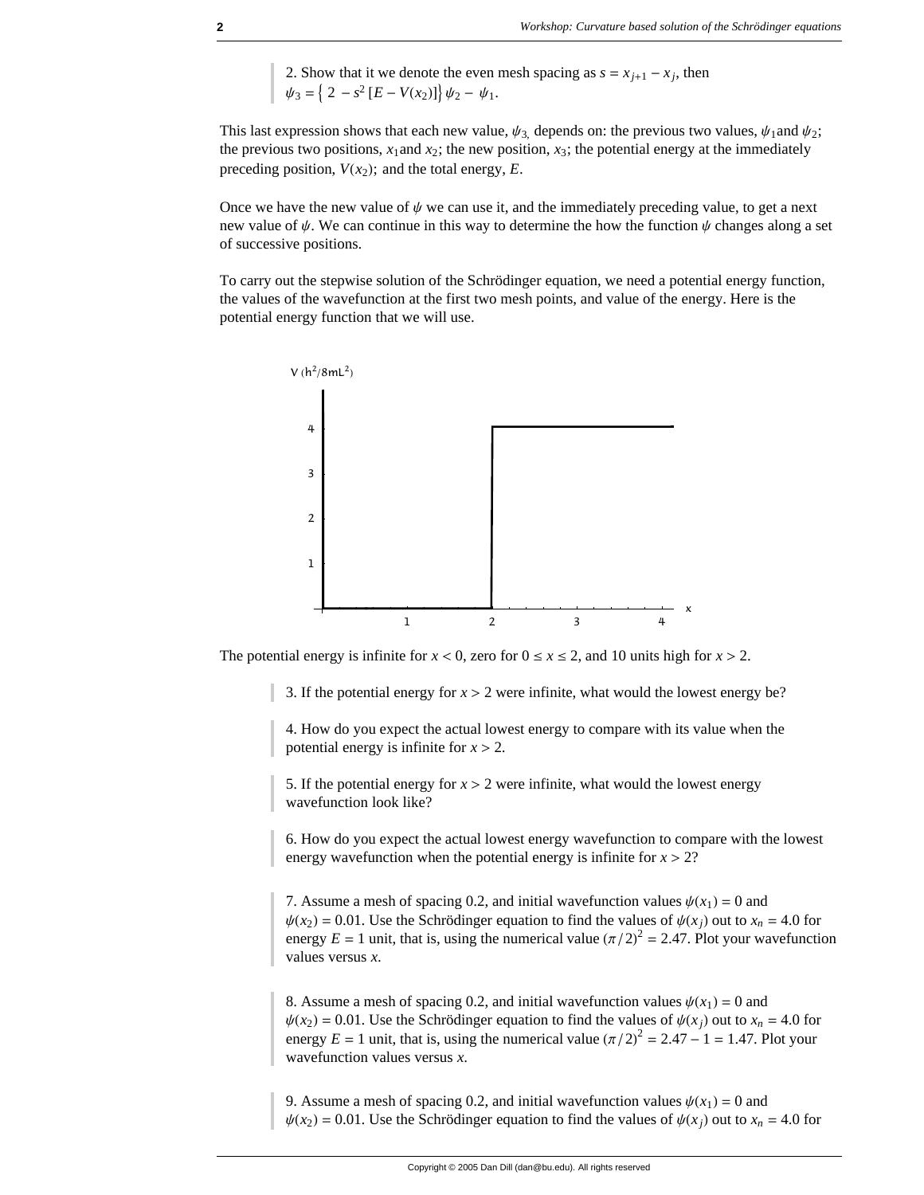2. Show that it we denote the even mesh spacing as $s = x_{j+1} - x_j$, then $\psi_3 = \{\, 2 \, - s^2 \, [E - V(x_2)]\} \, \psi_2 - \, \psi_1$.

This last expression shows that each new value, $\psi_3$, depends on: the previous two values, $\psi_1$ and $\psi_2$; the previous two positions, $x_1$ and $x_2$; the new position, $x_3$; the potential energy at the immediately preceding position, $V(x_2)$; and the total energy, $E$.

Once we have the new value of $\psi$ we can use it, and the immediately preceding value, to get a next new value of $\psi$. We can continue in this way to determine the how the function $\psi$ changes along a set of successive positions.

To carry out the stepwise solution of the Schrödinger equation, we need a potential energy function, the values of the wavefunction at the first two mesh points, and value of the energy. Here is the potential energy function that we will use.

The potential energy is infinite for $x < 0$, zero for $0 \le x \le 2$, and 10 units high for $x > 2$.

3. If the potential energy for $x > 2$ were infinite, what would the lowest energy be?

4. How do you expect the actual lowest energy to compare with its value when the potential energy is infinite for $x > 2$.

5. If the potential energy for $x > 2$ were infinite, what would the lowest energy wavefunction look like?

6. How do you expect the actual lowest energy wavefunction to compare with the lowest energy wavefunction when the potential energy is infinite for $x > 2$?

7. Assume a mesh of spacing 0.2, and initial wavefunction values $\psi(x_1) = 0$ and $\psi(x_2) = 0.01$. Use the Schrödinger equation to find the values of $\psi(x_j)$ out to $x_n = 4.0$ for energy $E = 1$ unit, that is, using the numerical value $(\pi/2)^2 = 2.47$. Plot your wavefunction values versus $x$.

8. Assume a mesh of spacing 0.2, and initial wavefunction values $\psi(x_1) = 0$ and $\psi(x_2) = 0.01$. Use the Schrödinger equation to find the values of $\psi(x_j)$ out to $x_n = 4.0$ for energy $E = 1$ unit, that is, using the numerical value $(\pi/2)^2 = 2.47 - 1 = 1.47$. Plot your wavefunction values versus $x$.

9. Assume a mesh of spacing 0.2, and initial wavefunction values $\psi(x_1) = 0$ and $\psi(x_2) = 0.01$. Use the Schrödinger equation to find the values of $\psi(x_j)$ out to $x_n = 4.0$ for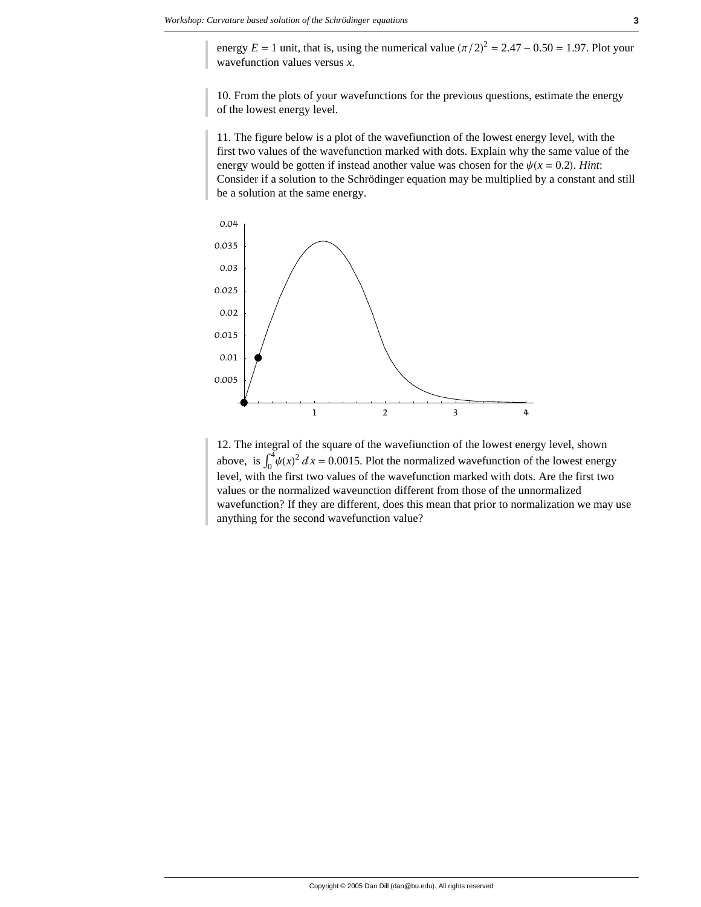energy $E = 1$ unit, that is, using the numerical value $(\pi/2)^2 = 2.47 - 0.50 = 1.97$. Plot your wavefunction values versus $x$.

10. From the plots of your wavefunctions for the previous questions, estimate the energy of the lowest energy level.

11. The figure below is a plot of the wavefiunction of the lowest energy level, with the first two values of the wavefunction marked with dots. Explain why the same value of the energy would be gotten if instead another value was chosen for the $\psi(x = 0.2)$. *Hint*: Consider if a solution to the Schrödinger equation may be multiplied by a constant and still be a solution at the same energy.

0.04
0.035
0.03
0.025
0.02
0.015
0.01
0.005
1
2
3
4

12. The integral of the square of the wavefiunction of the lowest energy level, shown above, is $\int_0^4 \psi(x)^2 \, dx = 0.0015$. Plot the normalized wavefunction of the lowest energy level, with the first two values of the wavefunction marked with dots. Are the first two values or the normalized waveunction different from those of the unnormalized wavefunction? If they are different, does this mean that prior to normalization we may use anything for the second wavefunction value?